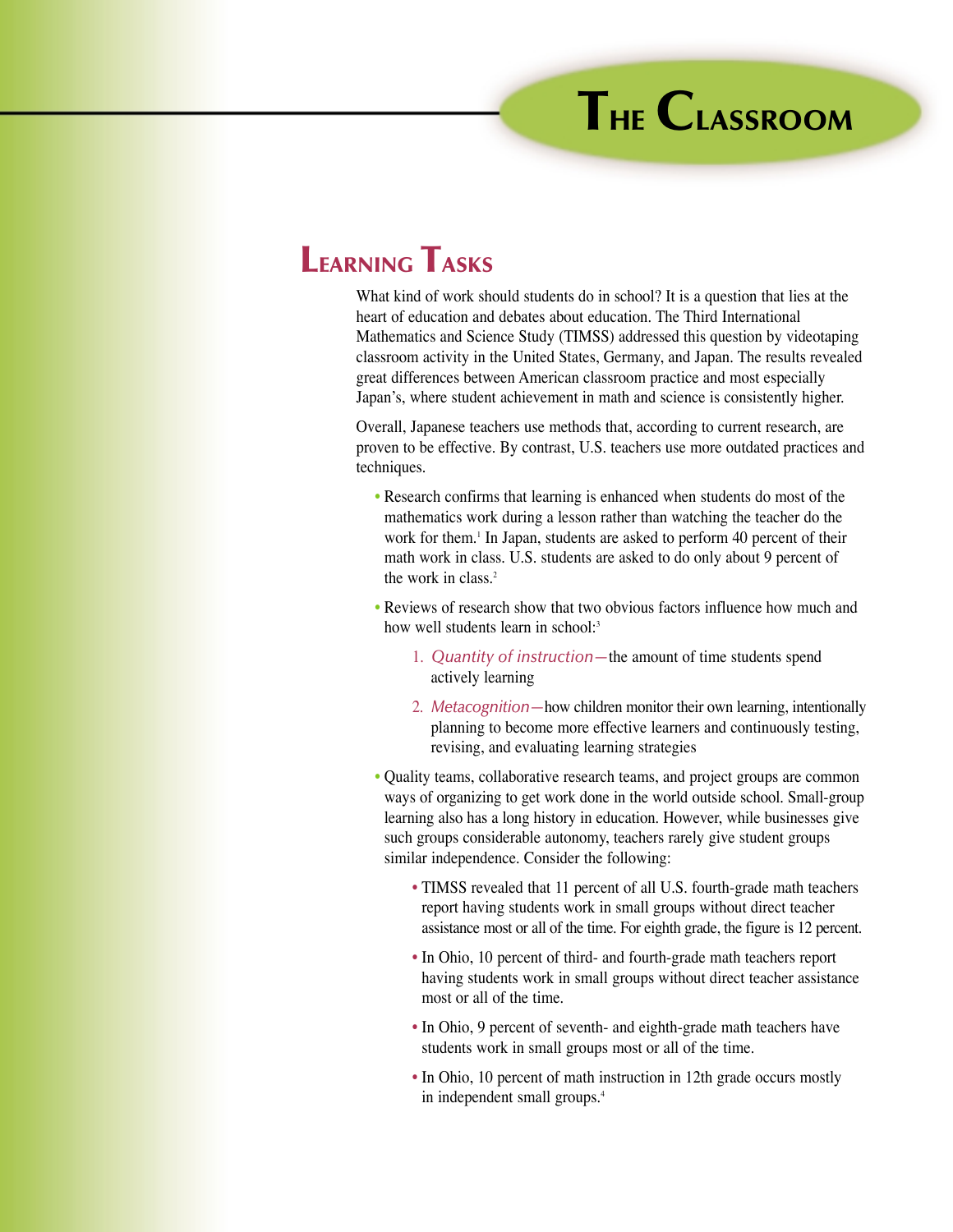# The Classroom

## Learning Tasks

What kind of work should students do in school? It is a question that lies at the heart of education and debates about education. The Third International Mathematics and Science Study (TIMSS) addressed this question by videotaping classroom activity in the United States, Germany, and Japan. The results revealed great differences between American classroom practice and most especially Japan's, where student achievement in math and science is consistently higher.

Overall, Japanese teachers use methods that, according to current research, are proven to be effective. By contrast, U.S. teachers use more outdated practices and techniques.

- Research confirms that learning is enhanced when students do most of the mathematics work during a lesson rather than watching the teacher do the work for them.[1] In Japan, students are asked to perform 40 percent of their math work in class. U.S. students are asked to do only about 9 percent of the work in class.[2]
- Reviews of research show that two obvious factors influence how much and how well students learn in school:[3]
  1. *Quantity of instruction*—the amount of time students spend actively learning
  2. *Metacognition*—how children monitor their own learning, intentionally planning to become more effective learners and continuously testing, revising, and evaluating learning strategies
- Quality teams, collaborative research teams, and project groups are common ways of organizing to get work done in the world outside school. Small-group learning also has a long history in education. However, while businesses give such groups considerable autonomy, teachers rarely give student groups similar independence. Consider the following:
  - TIMSS revealed that 11 percent of all U.S. fourth-grade math teachers report having students work in small groups without direct teacher assistance most or all of the time. For eighth grade, the figure is 12 percent.
  - In Ohio, 10 percent of third- and fourth-grade math teachers report having students work in small groups without direct teacher assistance most or all of the time.
  - In Ohio, 9 percent of seventh- and eighth-grade math teachers have students work in small groups most or all of the time.
  - In Ohio, 10 percent of math instruction in 12th grade occurs mostly in independent small groups.[4]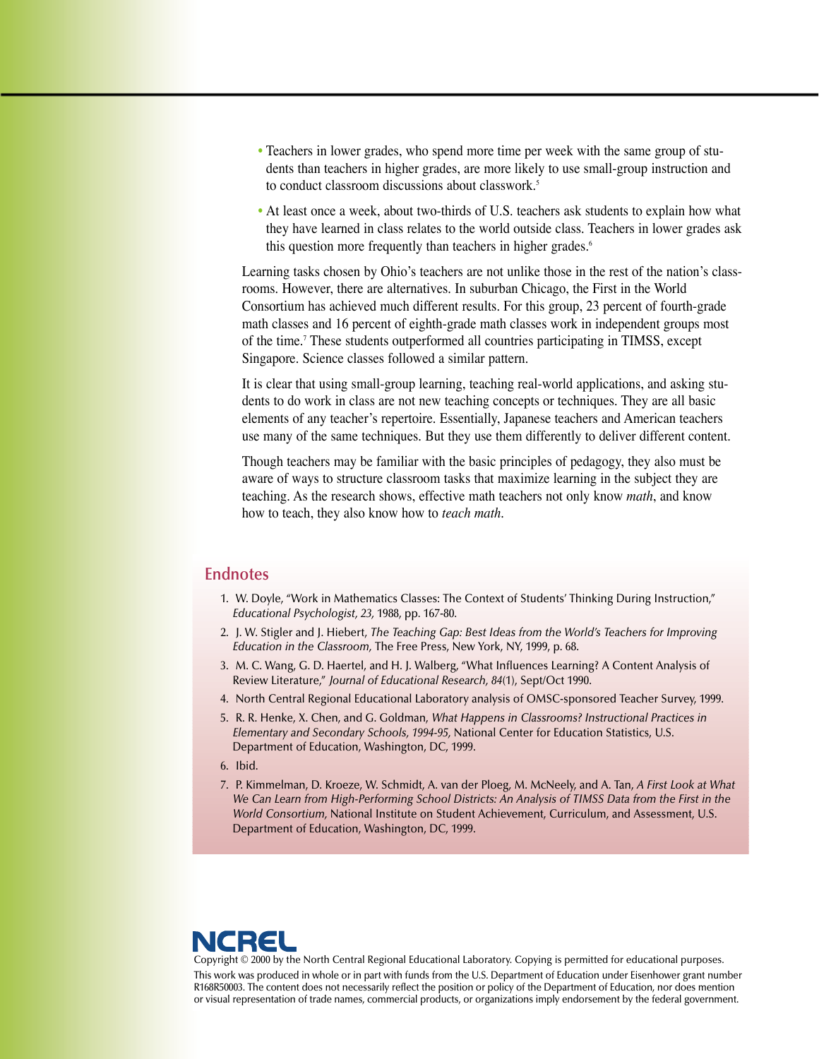- Teachers in lower grades, who spend more time per week with the same group of students than teachers in higher grades, are more likely to use small-group instruction and to conduct classroom discussions about classwork.[5]
- At least once a week, about two-thirds of U.S. teachers ask students to explain how what they have learned in class relates to the world outside class. Teachers in lower grades ask this question more frequently than teachers in higher grades.[6]

Learning tasks chosen by Ohio's teachers are not unlike those in the rest of the nation's classrooms. However, there are alternatives. In suburban Chicago, the First in the World Consortium has achieved much different results. For this group, 23 percent of fourth-grade math classes and 16 percent of eighth-grade math classes work in independent groups most of the time.[7] These students outperformed all countries participating in TIMSS, except Singapore. Science classes followed a similar pattern.

It is clear that using small-group learning, teaching real-world applications, and asking students to do work in class are not new teaching concepts or techniques. They are all basic elements of any teacher's repertoire. Essentially, Japanese teachers and American teachers use many of the same techniques. But they use them differently to deliver different content.

Though teachers may be familiar with the basic principles of pedagogy, they also must be aware of ways to structure classroom tasks that maximize learning in the subject they are teaching. As the research shows, effective math teachers not only know *math*, and know how to teach, they also know how to *teach math*.

## Endnotes

1. W. Doyle, "Work in Mathematics Classes: The Context of Students' Thinking During Instruction," *Educational Psychologist, 23,* 1988, pp. 167-80.
2. J. W. Stigler and J. Hiebert, *The Teaching Gap: Best Ideas from the World's Teachers for Improving Education in the Classroom,* The Free Press, New York, NY, 1999, p. 68.
3. M. C. Wang, G. D. Haertel, and H. J. Walberg, "What Influences Learning? A Content Analysis of Review Literature," *Journal of Educational Research, 84*(1), Sept/Oct 1990.
4. North Central Regional Educational Laboratory analysis of OMSC-sponsored Teacher Survey, 1999.
5. R. R. Henke, X. Chen, and G. Goldman, *What Happens in Classrooms? Instructional Practices in Elementary and Secondary Schools, 1994-95,* National Center for Education Statistics, U.S. Department of Education, Washington, DC, 1999.
6. Ibid.
7. P. Kimmelman, D. Kroeze, W. Schmidt, A. van der Ploeg, M. McNeely, and A. Tan, *A First Look at What We Can Learn from High-Performing School Districts: An Analysis of TIMSS Data from the First in the World Consortium,* National Institute on Student Achievement, Curriculum, and Assessment, U.S. Department of Education, Washington, DC, 1999.

NCREL

Copyright © 2000 by the North Central Regional Educational Laboratory. Copying is permitted for educational purposes.

This work was produced in whole or in part with funds from the U.S. Department of Education under Eisenhower grant number R168R50003. The content does not necessarily reflect the position or policy of the Department of Education, nor does mention or visual representation of trade names, commercial products, or organizations imply endorsement by the federal government.